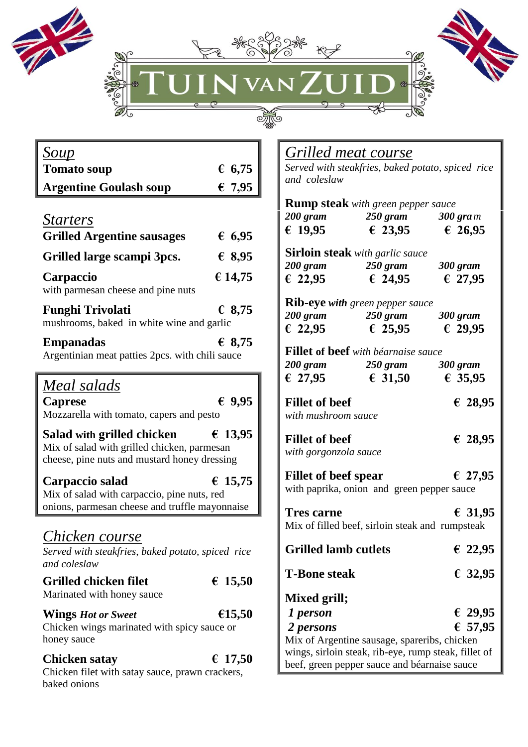# TUIN VAN ZUID

## Soup

**Tomato soup** € 6,75

**Argentine Goulash soup** € 7,95

## Starters

**Grilled Argentine sausages** € 6,95

**Grilled large scampi 3pcs.** € 8,95

**Carpaccio** € 14,75
with parmesan cheese and pine nuts

**Funghi Trivolati** € 8,75
mushrooms, baked in white wine and garlic

**Empanadas** € 8,75
Argentinian meat patties 2pcs. with chili sauce

## Meal salads

**Caprese** € 9,95
Mozzarella with tomato, capers and pesto

**Salad with grilled chicken** € 13,95
Mix of salad with grilled chicken, parmesan cheese, pine nuts and mustard honey dressing

**Carpaccio salad** € 15,75
Mix of salad with carpaccio, pine nuts, red onions, parmesan cheese and truffle mayonnaise

## Chicken course

*Served with steakfries, baked potato, spiced rice and coleslaw*

**Grilled chicken filet** € 15,50
Marinated with honey sauce

**Wings** *Hot or Sweet* €15,50
Chicken wings marinated with spicy sauce or honey sauce

**Chicken satay** € 17,50
Chicken filet with satay sauce, prawn crackers, baked onions

## Grilled meat course

*Served with steakfries, baked potato, spiced rice and coleslaw*

**Rump steak** *with green pepper sauce*

| *200 gram* | *250 gram* | *300 gram* |
|---|---|---|
| € 19,95 | € 23,95 | € 26,95 |

**Sirloin steak** *with garlic sauce*

| *200 gram* | *250 gram* | *300 gram* |
|---|---|---|
| € 22,95 | € 24,95 | € 27,95 |

**Rib-eye** *with green pepper sauce*

| *200 gram* | *250 gram* | *300 gram* |
|---|---|---|
| € 22,95 | € 25,95 | € 29,95 |

**Fillet of beef** *with béarnaise sauce*

| *200 gram* | *250 gram* | *300 gram* |
|---|---|---|
| € 27,95 | € 31,50 | € 35,95 |

**Fillet of beef** € 28,95
*with mushroom sauce*

**Fillet of beef** € 28,95
*with gorgonzola sauce*

**Fillet of beef spear** € 27,95
with paprika, onion and green pepper sauce

**Tres carne** € 31,95
Mix of filled beef, sirloin steak and rumpsteak

**Grilled lamb cutlets** € 22,95

**T-Bone steak** € 32,95

**Mixed grill;**

*1 person* € 29,95

*2 persons* € 57,95

Mix of Argentine sausage, spareribs, chicken wings, sirloin steak, rib-eye, rump steak, fillet of beef, green pepper sauce and béarnaise sauce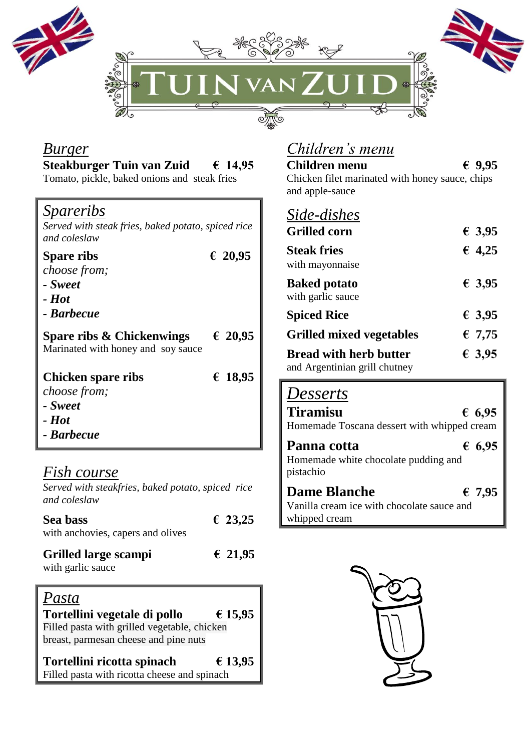# TUIN VAN ZUID

## *Burger*

**Steakburger Tuin van Zuid** **€ 14,95**
Tomato, pickle, baked onions and steak fries

## *Spareribs*

*Served with steak fries, baked potato, spiced rice and coleslaw*

**Spare ribs** **€ 20,95**
*choose from;*
- ***Sweet***
- ***Hot***
- ***Barbecue***

**Spare ribs & Chickenwings** **€ 20,95**
Marinated with honey and soy sauce

**Chicken spare ribs** **€ 18,95**
*choose from;*
- ***Sweet***
- ***Hot***
- ***Barbecue***

## *Fish course*

*Served with steakfries, baked potato, spiced rice and coleslaw*

**Sea bass** **€ 23,25**
with anchovies, capers and olives

**Grilled large scampi** **€ 21,95**
with garlic sauce

## *Pasta*

**Tortellini vegetale di pollo** **€ 15,95**
Filled pasta with grilled vegetable, chicken breast, parmesan cheese and pine nuts

**Tortellini ricotta spinach** **€ 13,95**
Filled pasta with ricotta cheese and spinach

## *Children's menu*

**Children menu** **€ 9,95**
Chicken filet marinated with honey sauce, chips and apple-sauce

## *Side-dishes*

**Grilled corn** **€ 3,95**

**Steak fries** **€ 4,25**
with mayonnaise

**Baked potato** **€ 3,95**
with garlic sauce

**Spiced Rice** **€ 3,95**

**Grilled mixed vegetables** **€ 7,75**

**Bread with herb butter** **€ 3,95**
and Argentinian grill chutney

## *Desserts*

**Tiramisu** **€ 6,95**
Homemade Toscana dessert with whipped cream

**Panna cotta** **€ 6,95**
Homemade white chocolate pudding and pistachio

**Dame Blanche** **€ 7,95**
Vanilla cream ice with chocolate sauce and whipped cream